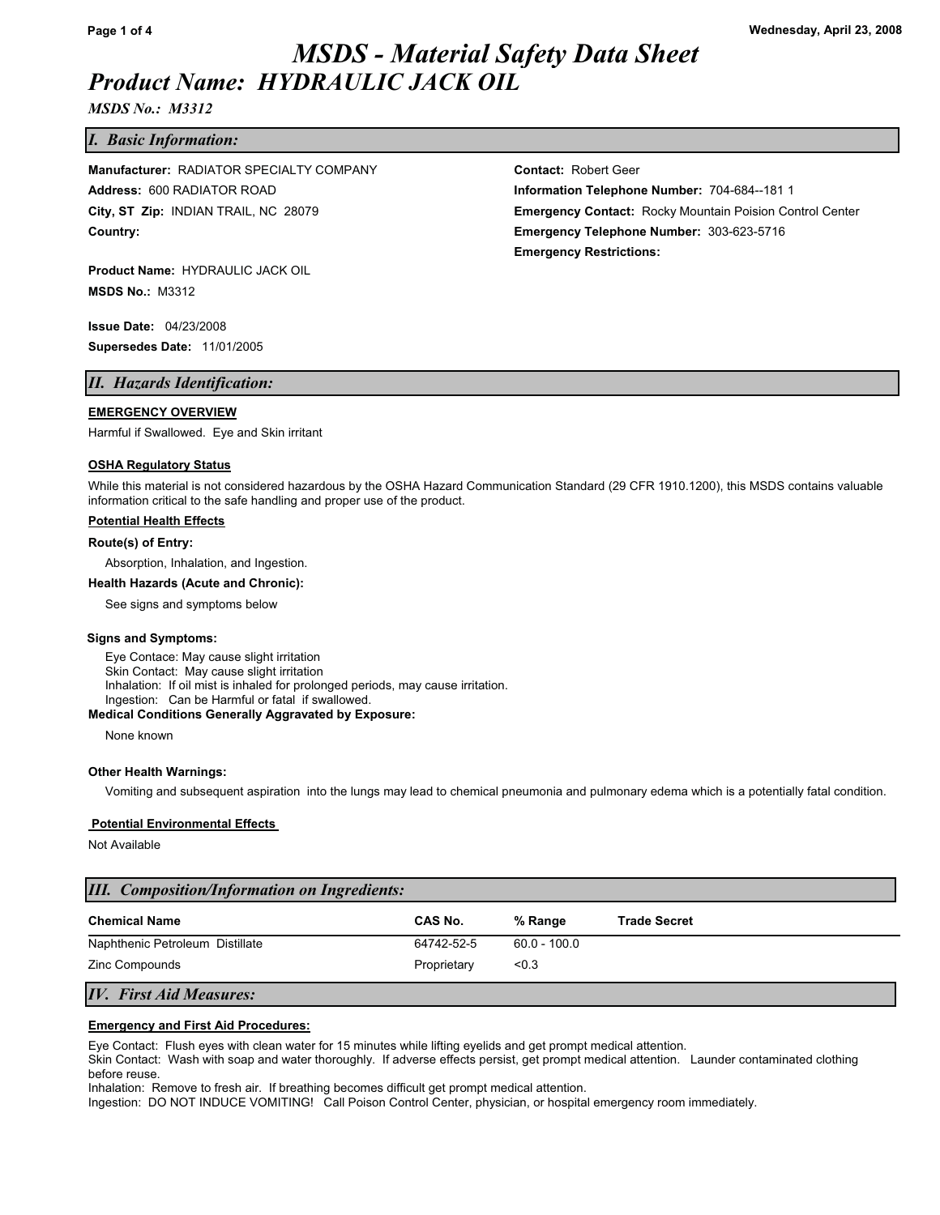# MSDS - Material Safety Data Sheet

## Product Name: HYDRAULIC JACK OIL

*MSDS No.: M3312*

## I. Basic Information:

**Manufacturer:** RADIATOR SPECIALTY COMPANY
**Address:** 600 RADIATOR ROAD
**City, ST Zip:** INDIAN TRAIL, NC 28079
**Country:**

**Contact:** Robert Geer
**Information Telephone Number:** 704-684--181 1
**Emergency Contact:** Rocky Mountain Poision Control Center
**Emergency Telephone Number:** 303-623-5716
**Emergency Restrictions:**

**Product Name:** HYDRAULIC JACK OIL
**MSDS No.:** M3312

**Issue Date:** 04/23/2008
**Supersedes Date:** 11/01/2005

## II. Hazards Identification:

**EMERGENCY OVERVIEW**

Harmful if Swallowed. Eye and Skin irritant

**OSHA Regulatory Status**

While this material is not considered hazardous by the OSHA Hazard Communication Standard (29 CFR 1910.1200), this MSDS contains valuable information critical to the safe handling and proper use of the product.

**Potential Health Effects**

**Route(s) of Entry:**

Absorption, Inhalation, and Ingestion.

**Health Hazards (Acute and Chronic):**

See signs and symptoms below

**Signs and Symptoms:**

Eye Contace: May cause slight irritation
Skin Contact: May cause slight irritation
Inhalation: If oil mist is inhaled for prolonged periods, may cause irritation.
Ingestion: Can be Harmful or fatal if swallowed.

**Medical Conditions Generally Aggravated by Exposure:**

None known

**Other Health Warnings:**

Vomiting and subsequent aspiration into the lungs may lead to chemical pneumonia and pulmonary edema which is a potentially fatal condition.

**Potential Environmental Effects**

Not Available

## III. Composition/Information on Ingredients:

| Chemical Name | CAS No. | % Range | Trade Secret |
|---|---|---|---|
| Naphthenic Petroleum Distillate | 64742-52-5 | 60.0 - 100.0 | |
| Zinc Compounds | Proprietary | <0.3 | |

## IV. First Aid Measures:

**Emergency and First Aid Procedures:**

Eye Contact: Flush eyes with clean water for 15 minutes while lifting eyelids and get prompt medical attention.
Skin Contact: Wash with soap and water thoroughly. If adverse effects persist, get prompt medical attention. Launder contaminated clothing before reuse.
Inhalation: Remove to fresh air. If breathing becomes difficult get prompt medical attention.
Ingestion: DO NOT INDUCE VOMITING! Call Poison Control Center, physician, or hospital emergency room immediately.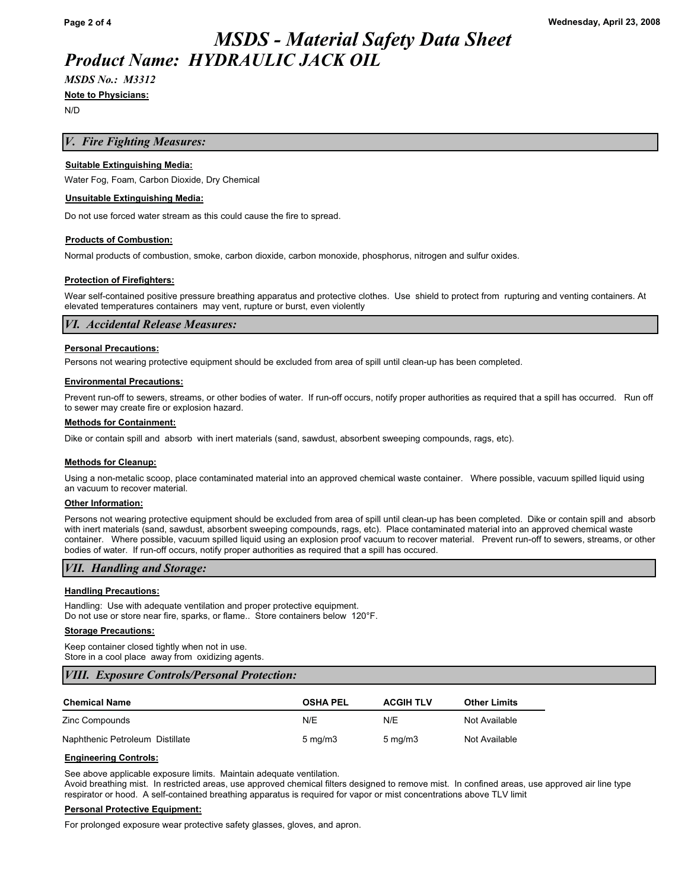# MSDS - Material Safety Data Sheet

## Product Name:  HYDRAULIC JACK OIL

*MSDS No.: M3312*

**Note to Physicians:**

N/D

## V. Fire Fighting Measures:

**Suitable Extinguishing Media:**

Water Fog, Foam, Carbon Dioxide, Dry Chemical

**Unsuitable Extinguishing Media:**

Do not use forced water stream as this could cause the fire to spread.

**Products of Combustion:**

Normal products of combustion, smoke, carbon dioxide, carbon monoxide, phosphorus, nitrogen and sulfur oxides.

**Protection of Firefighters:**

Wear self-contained positive pressure breathing apparatus and protective clothes. Use shield to protect from rupturing and venting containers. At elevated temperatures containers may vent, rupture or burst, even violently

## VI. Accidental Release Measures:

**Personal Precautions:**

Persons not wearing protective equipment should be excluded from area of spill until clean-up has been completed.

**Environmental Precautions:**

Prevent run-off to sewers, streams, or other bodies of water. If run-off occurs, notify proper authorities as required that a spill has occurred. Run off to sewer may create fire or explosion hazard.

**Methods for Containment:**

Dike or contain spill and absorb with inert materials (sand, sawdust, absorbent sweeping compounds, rags, etc).

**Methods for Cleanup:**

Using a non-metalic scoop, place contaminated material into an approved chemical waste container. Where possible, vacuum spilled liquid using an vacuum to recover material.

**Other Information:**

Persons not wearing protective equipment should be excluded from area of spill until clean-up has been completed. Dike or contain spill and absorb with inert materials (sand, sawdust, absorbent sweeping compounds, rags, etc). Place contaminated material into an approved chemical waste container. Where possible, vacuum spilled liquid using an explosion proof vacuum to recover material. Prevent run-off to sewers, streams, or other bodies of water. If run-off occurs, notify proper authorities as required that a spill has occured.

## VII. Handling and Storage:

**Handling Precautions:**

Handling: Use with adequate ventilation and proper protective equipment.
Do not use or store near fire, sparks, or flame.. Store containers below 120°F.

**Storage Precautions:**

Keep container closed tightly when not in use.
Store in a cool place away from oxidizing agents.

## VIII. Exposure Controls/Personal Protection:

| Chemical Name | OSHA PEL | ACGIH TLV | Other Limits |
|---|---|---|---|
| Zinc Compounds | N/E | N/E | Not Available |
| Naphthenic Petroleum Distillate | 5 mg/m3 | 5 mg/m3 | Not Available |

**Engineering Controls:**

See above applicable exposure limits. Maintain adequate ventilation.
Avoid breathing mist. In restricted areas, use approved chemical filters designed to remove mist. In confined areas, use approved air line type respirator or hood. A self-contained breathing apparatus is required for vapor or mist concentrations above TLV limit

**Personal Protective Equipment:**

For prolonged exposure wear protective safety glasses, gloves, and apron.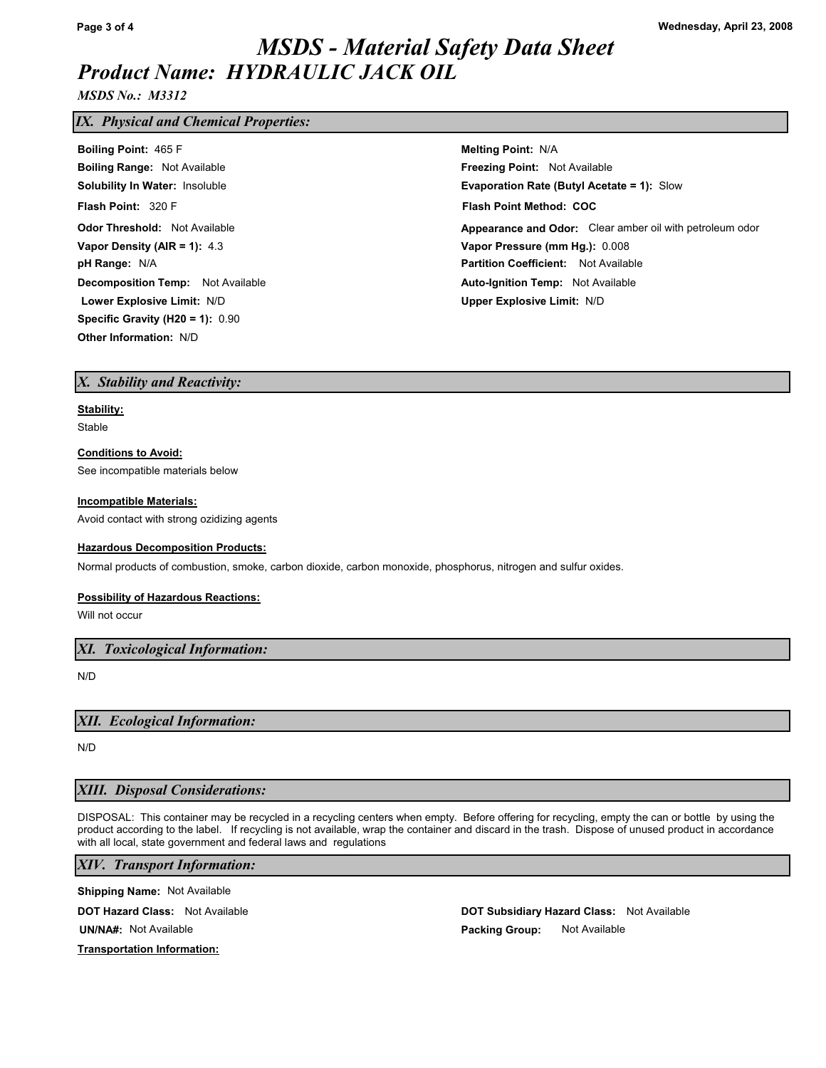# MSDS - Material Safety Data Sheet

## Product Name: HYDRAULIC JACK OIL

*MSDS No.: M3312*

## IX. Physical and Chemical Properties:

**Boiling Point:** 465 F

**Boiling Range:** Not Available

**Solubility In Water:** Insoluble

**Flash Point:** 320 F

**Odor Threshold:** Not Available

**Vapor Density (AIR = 1):** 4.3

**pH Range:** N/A

**Decomposition Temp:** Not Available

**Lower Explosive Limit:** N/D

**Specific Gravity (H20 = 1):** 0.90

**Other Information:** N/D

**Melting Point:** N/A

**Freezing Point:** Not Available

**Evaporation Rate (Butyl Acetate = 1):** Slow

**Flash Point Method: COC**

**Appearance and Odor:** Clear amber oil with petroleum odor

**Vapor Pressure (mm Hg.):** 0.008

**Partition Coefficient:** Not Available

**Auto-Ignition Temp:** Not Available

**Upper Explosive Limit:** N/D

## X. Stability and Reactivity:

**Stability:**

Stable

**Conditions to Avoid:**

See incompatible materials below

**Incompatible Materials:**

Avoid contact with strong ozidizing agents

**Hazardous Decomposition Products:**

Normal products of combustion, smoke, carbon dioxide, carbon monoxide, phosphorus, nitrogen and sulfur oxides.

**Possibility of Hazardous Reactions:**

Will not occur

## XI. Toxicological Information:

N/D

## XII. Ecological Information:

N/D

## XIII. Disposal Considerations:

DISPOSAL: This container may be recycled in a recycling centers when empty. Before offering for recycling, empty the can or bottle by using the product according to the label. If recycling is not available, wrap the container and discard in the trash. Dispose of unused product in accordance with all local, state government and federal laws and regulations

## XIV. Transport Information:

**Shipping Name:** Not Available

**DOT Hazard Class:** Not Available

**UN/NA#:** Not Available

**DOT Subsidiary Hazard Class:** Not Available

**Packing Group:** Not Available

**Transportation Information:**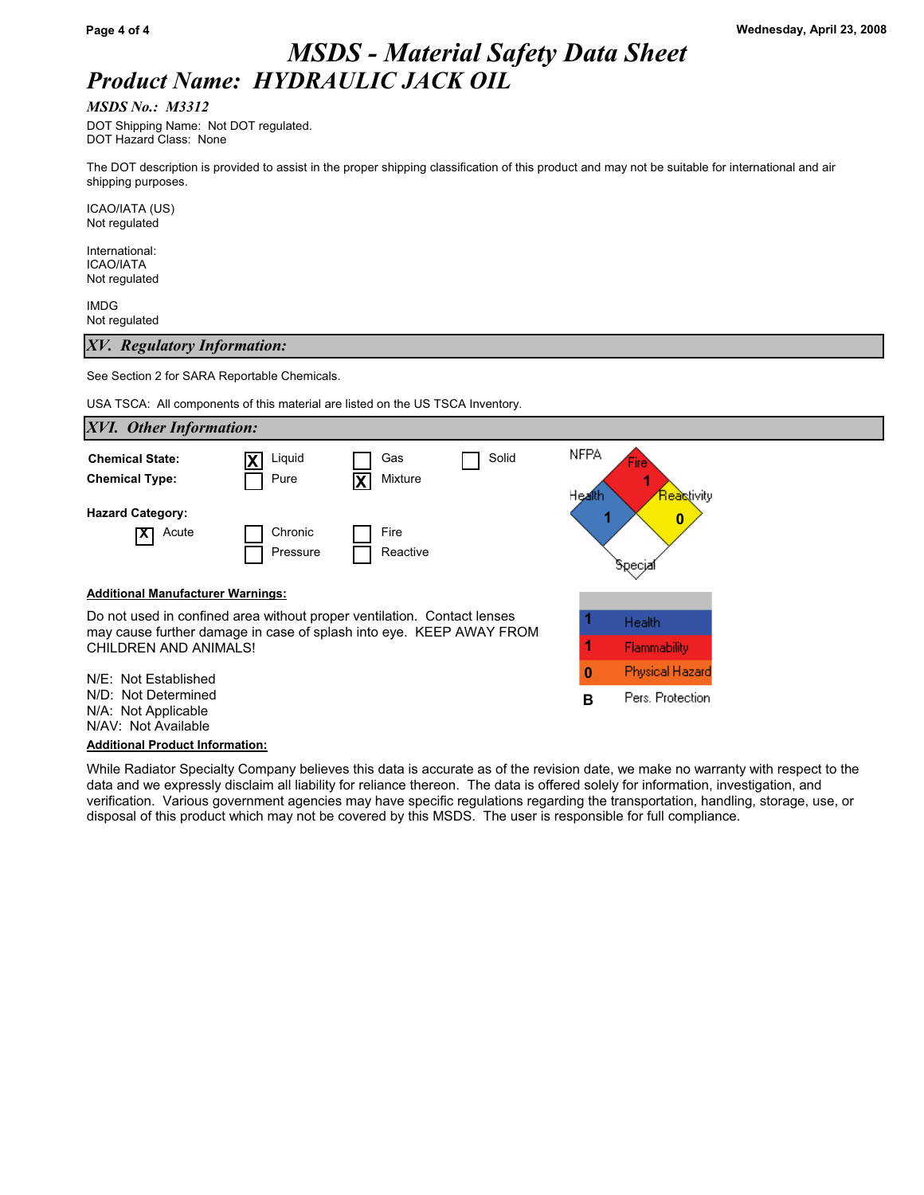# MSDS - Material Safety Data Sheet

## Product Name: HYDRAULIC JACK OIL

***MSDS No.: M3312***

DOT Shipping Name: Not DOT regulated.
DOT Hazard Class: None

The DOT description is provided to assist in the proper shipping classification of this product and may not be suitable for international and air shipping purposes.

ICAO/IATA (US)
Not regulated

International:
ICAO/IATA
Not regulated

IMDG
Not regulated

## XV. Regulatory Information:

See Section 2 for SARA Reportable Chemicals.

USA TSCA: All components of this material are listed on the US TSCA Inventory.

## XVI. Other Information:

**Chemical State:** [X] Liquid [ ] Gas [ ] Solid

**Chemical Type:** [ ] Pure [X] Mixture

**Hazard Category:**
[X] Acute [ ] Chronic [ ] Fire
[ ] Pressure [ ] Reactive

NFPA
Fire 1
Health 1
Reactivity 0
Special

| | |
|---|---|
| 1 | Health |
| 1 | Flammability |
| 0 | Physical Hazard |
| B | Pers. Protection |

**Additional Manufacturer Warnings:**

Do not used in confined area without proper ventilation. Contact lenses may cause further damage in case of splash into eye. KEEP AWAY FROM CHILDREN AND ANIMALS!

N/E: Not Established
N/D: Not Determined
N/A: Not Applicable
N/AV: Not Available

**Additional Product Information:**

While Radiator Specialty Company believes this data is accurate as of the revision date, we make no warranty with respect to the data and we expressly disclaim all liability for reliance thereon. The data is offered solely for information, investigation, and verification. Various government agencies may have specific regulations regarding the transportation, handling, storage, use, or disposal of this product which may not be covered by this MSDS. The user is responsible for full compliance.